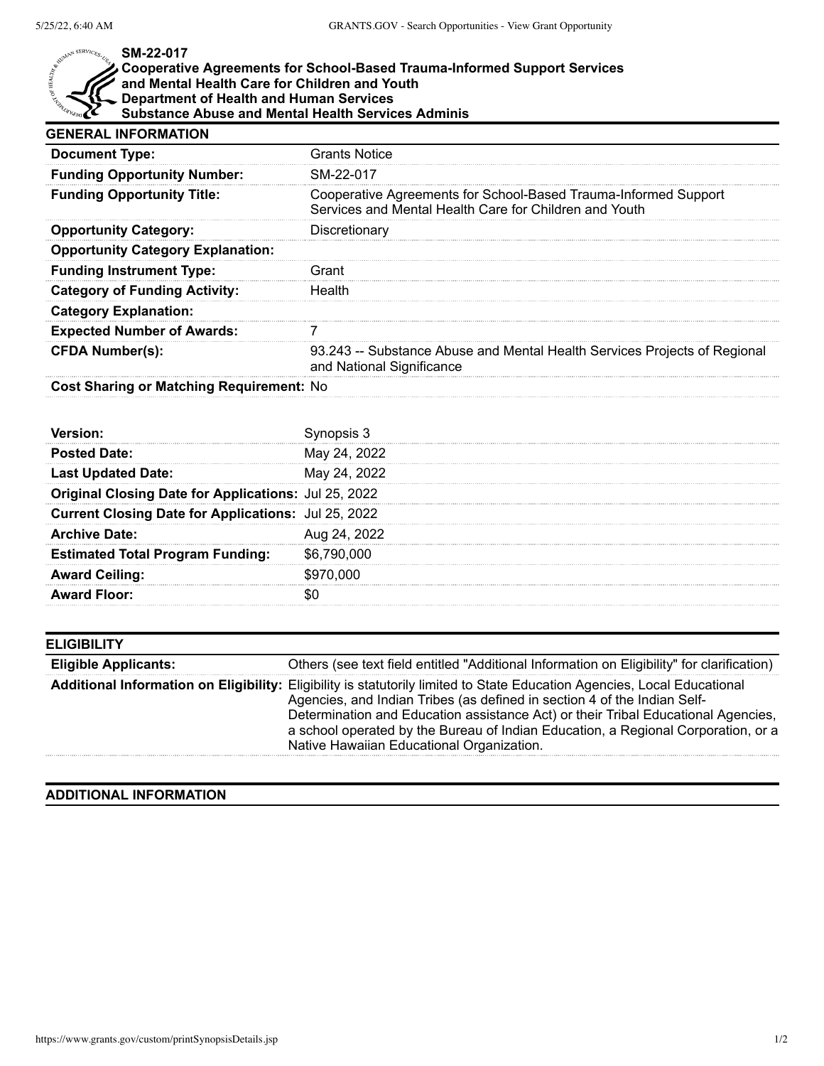**SM-22-017**
**Cooperative Agreements for School-Based Trauma-Informed Support Services and Mental Health Care for Children and Youth**
**Department of Health and Human Services**
**Substance Abuse and Mental Health Services Adminis**

## GENERAL INFORMATION

| | |
|---|---|
| **Document Type:** | Grants Notice |
| **Funding Opportunity Number:** | SM-22-017 |
| **Funding Opportunity Title:** | Cooperative Agreements for School-Based Trauma-Informed Support Services and Mental Health Care for Children and Youth |
| **Opportunity Category:** | Discretionary |
| **Opportunity Category Explanation:** | |
| **Funding Instrument Type:** | Grant |
| **Category of Funding Activity:** | Health |
| **Category Explanation:** | |
| **Expected Number of Awards:** | 7 |
| **CFDA Number(s):** | 93.243 -- Substance Abuse and Mental Health Services Projects of Regional and National Significance |
| **Cost Sharing or Matching Requirement:** | No |

| | |
|---|---|
| **Version:** | Synopsis 3 |
| **Posted Date:** | May 24, 2022 |
| **Last Updated Date:** | May 24, 2022 |
| **Original Closing Date for Applications:** | Jul 25, 2022 |
| **Current Closing Date for Applications:** | Jul 25, 2022 |
| **Archive Date:** | Aug 24, 2022 |
| **Estimated Total Program Funding:** | $6,790,000 |
| **Award Ceiling:** | $970,000 |
| **Award Floor:** | $0 |

## ELIGIBILITY

| | |
|---|---|
| **Eligible Applicants:** | Others (see text field entitled "Additional Information on Eligibility" for clarification) |
| **Additional Information on Eligibility:** | Eligibility is statutorily limited to State Education Agencies, Local Educational Agencies, and Indian Tribes (as defined in section 4 of the Indian Self-Determination and Education assistance Act) or their Tribal Educational Agencies, a school operated by the Bureau of Indian Education, a Regional Corporation, or a Native Hawaiian Educational Organization. |

## ADDITIONAL INFORMATION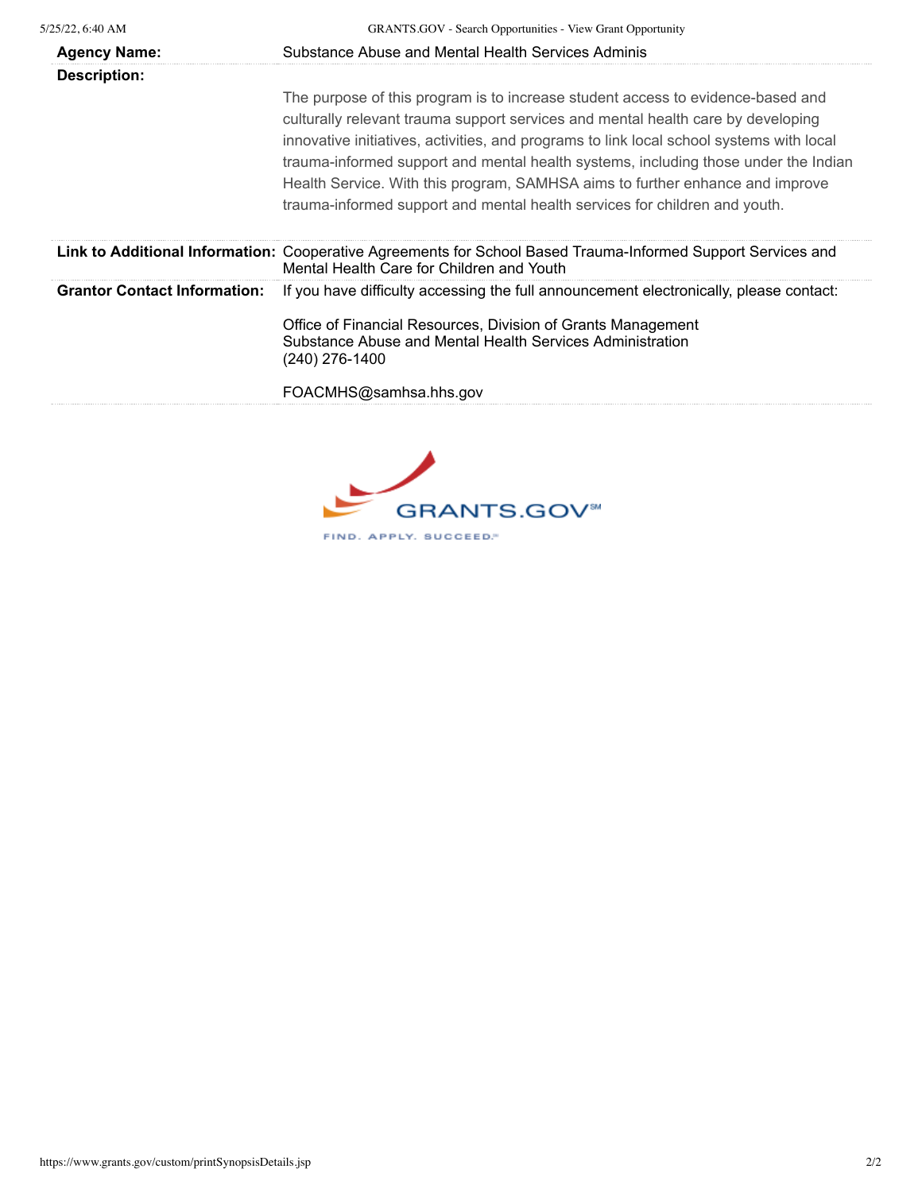| | |
|---|---|
| **Agency Name:** | Substance Abuse and Mental Health Services Adminis |
| **Description:** | The purpose of this program is to increase student access to evidence-based and culturally relevant trauma support services and mental health care by developing innovative initiatives, activities, and programs to link local school systems with local trauma-informed support and mental health systems, including those under the Indian Health Service. With this program, SAMHSA aims to further enhance and improve trauma-informed support and mental health services for children and youth. |
| **Link to Additional Information:** | Cooperative Agreements for School Based Trauma-Informed Support Services and Mental Health Care for Children and Youth |
| **Grantor Contact Information:** | If you have difficulty accessing the full announcement electronically, please contact: Office of Financial Resources, Division of Grants Management Substance Abuse and Mental Health Services Administration (240) 276-1400 FOACMHS@samhsa.hhs.gov |

GRANTS.GOV℠

FIND. APPLY. SUCCEED.℠